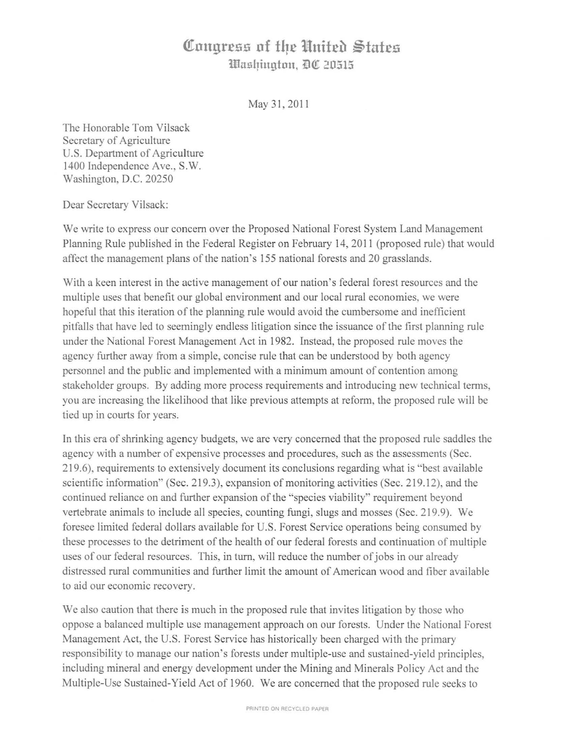# Congress of the United States
## Washington, DC 20515

May 31, 2011

The Honorable Tom Vilsack
Secretary of Agriculture
U.S. Department of Agriculture
1400 Independence Ave., S.W.
Washington, D.C. 20250

Dear Secretary Vilsack:

We write to express our concern over the Proposed National Forest System Land Management Planning Rule published in the Federal Register on February 14, 2011 (proposed rule) that would affect the management plans of the nation's 155 national forests and 20 grasslands.

With a keen interest in the active management of our nation's federal forest resources and the multiple uses that benefit our global environment and our local rural economies, we were hopeful that this iteration of the planning rule would avoid the cumbersome and inefficient pitfalls that have led to seemingly endless litigation since the issuance of the first planning rule under the National Forest Management Act in 1982. Instead, the proposed rule moves the agency further away from a simple, concise rule that can be understood by both agency personnel and the public and implemented with a minimum amount of contention among stakeholder groups. By adding more process requirements and introducing new technical terms, you are increasing the likelihood that like previous attempts at reform, the proposed rule will be tied up in courts for years.

In this era of shrinking agency budgets, we are very concerned that the proposed rule saddles the agency with a number of expensive processes and procedures, such as the assessments (Sec. 219.6), requirements to extensively document its conclusions regarding what is "best available scientific information" (Sec. 219.3), expansion of monitoring activities (Sec. 219.12), and the continued reliance on and further expansion of the "species viability" requirement beyond vertebrate animals to include all species, counting fungi, slugs and mosses (Sec. 219.9). We foresee limited federal dollars available for U.S. Forest Service operations being consumed by these processes to the detriment of the health of our federal forests and continuation of multiple uses of our federal resources. This, in turn, will reduce the number of jobs in our already distressed rural communities and further limit the amount of American wood and fiber available to aid our economic recovery.

We also caution that there is much in the proposed rule that invites litigation by those who oppose a balanced multiple use management approach on our forests. Under the National Forest Management Act, the U.S. Forest Service has historically been charged with the primary responsibility to manage our nation's forests under multiple-use and sustained-yield principles, including mineral and energy development under the Mining and Minerals Policy Act and the Multiple-Use Sustained-Yield Act of 1960. We are concerned that the proposed rule seeks to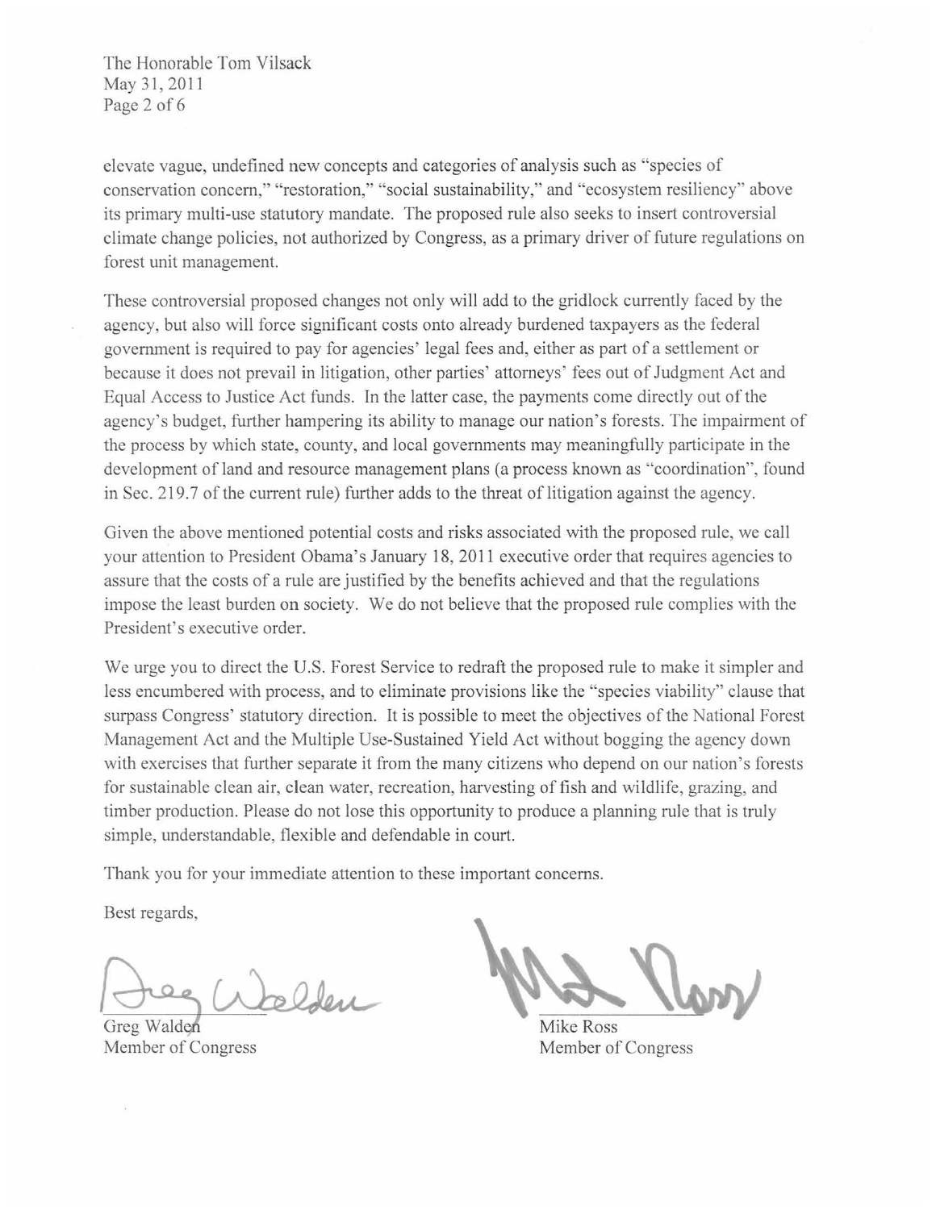elevate vague, undefined new concepts and categories of analysis such as "species of conservation concern," "restoration," "social sustainability," and "ecosystem resiliency" above its primary multi-use statutory mandate. The proposed rule also seeks to insert controversial climate change policies, not authorized by Congress, as a primary driver of future regulations on forest unit management.

These controversial proposed changes not only will add to the gridlock currently faced by the agency, but also will force significant costs onto already burdened taxpayers as the federal government is required to pay for agencies' legal fees and, either as part of a settlement or because it does not prevail in litigation, other parties' attorneys' fees out of Judgment Act and Equal Access to Justice Act funds. In the latter case, the payments come directly out of the agency's budget, further hampering its ability to manage our nation's forests. The impairment of the process by which state, county, and local governments may meaningfully participate in the development of land and resource management plans (a process known as "coordination", found in Sec. 219.7 of the current rule) further adds to the threat of litigation against the agency.

Given the above mentioned potential costs and risks associated with the proposed rule, we call your attention to President Obama's January 18, 2011 executive order that requires agencies to assure that the costs of a rule are justified by the benefits achieved and that the regulations impose the least burden on society. We do not believe that the proposed rule complies with the President's executive order.

We urge you to direct the U.S. Forest Service to redraft the proposed rule to make it simpler and less encumbered with process, and to eliminate provisions like the "species viability" clause that surpass Congress' statutory direction. It is possible to meet the objectives of the National Forest Management Act and the Multiple Use-Sustained Yield Act without bogging the agency down with exercises that further separate it from the many citizens who depend on our nation's forests for sustainable clean air, clean water, recreation, harvesting of fish and wildlife, grazing, and timber production. Please do not lose this opportunity to produce a planning rule that is truly simple, understandable, flexible and defendable in court.

Thank you for your immediate attention to these important concerns.

Best regards,

Greg Walden
Member of Congress

Mike Ross
Member of Congress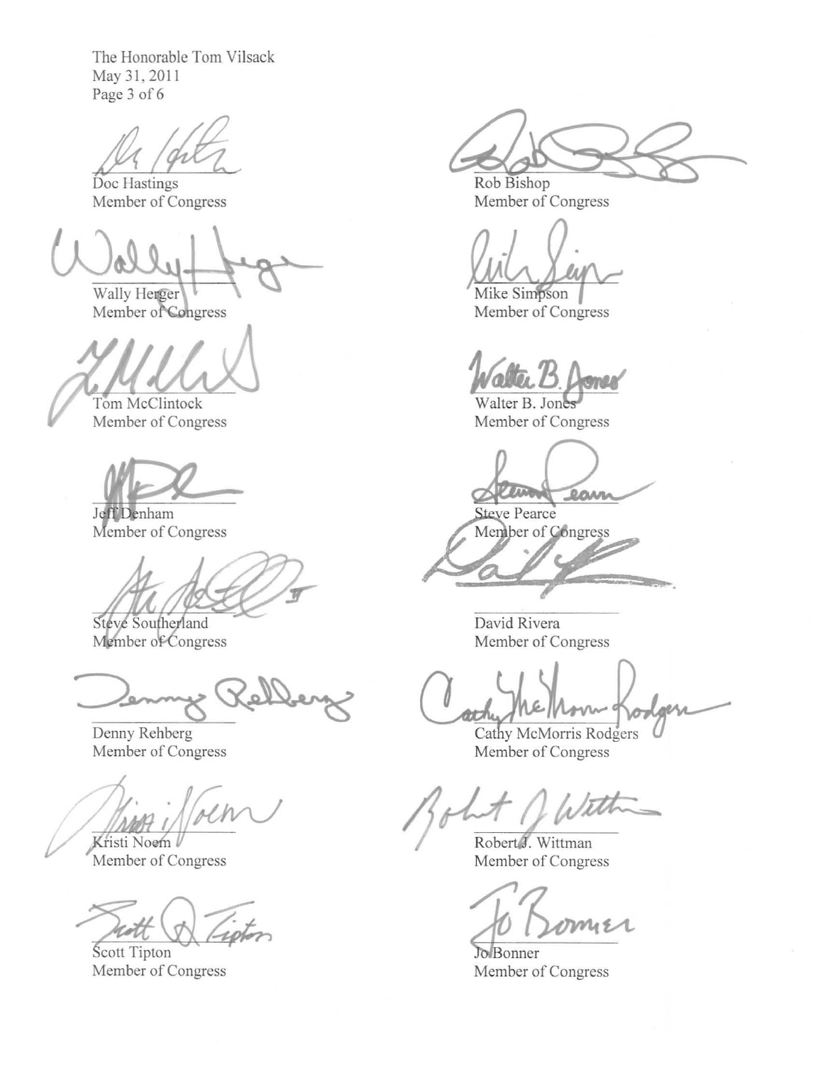The Honorable Tom Vilsack
May 31, 2011

Doc Hastings
Member of Congress

Rob Bishop
Member of Congress

Wally Herger
Member of Congress

Mike Simpson
Member of Congress

Tom McClintock
Member of Congress

Walter B. Jones
Member of Congress

Jeff Denham
Member of Congress

Steve Pearce
Member of Congress

Steve Southerland
Member of Congress

David Rivera
Member of Congress

Denny Rehberg
Member of Congress

Cathy McMorris Rodgers
Member of Congress

Kristi Noem
Member of Congress

Robert J. Wittman
Member of Congress

Scott Tipton
Member of Congress

Jo Bonner
Member of Congress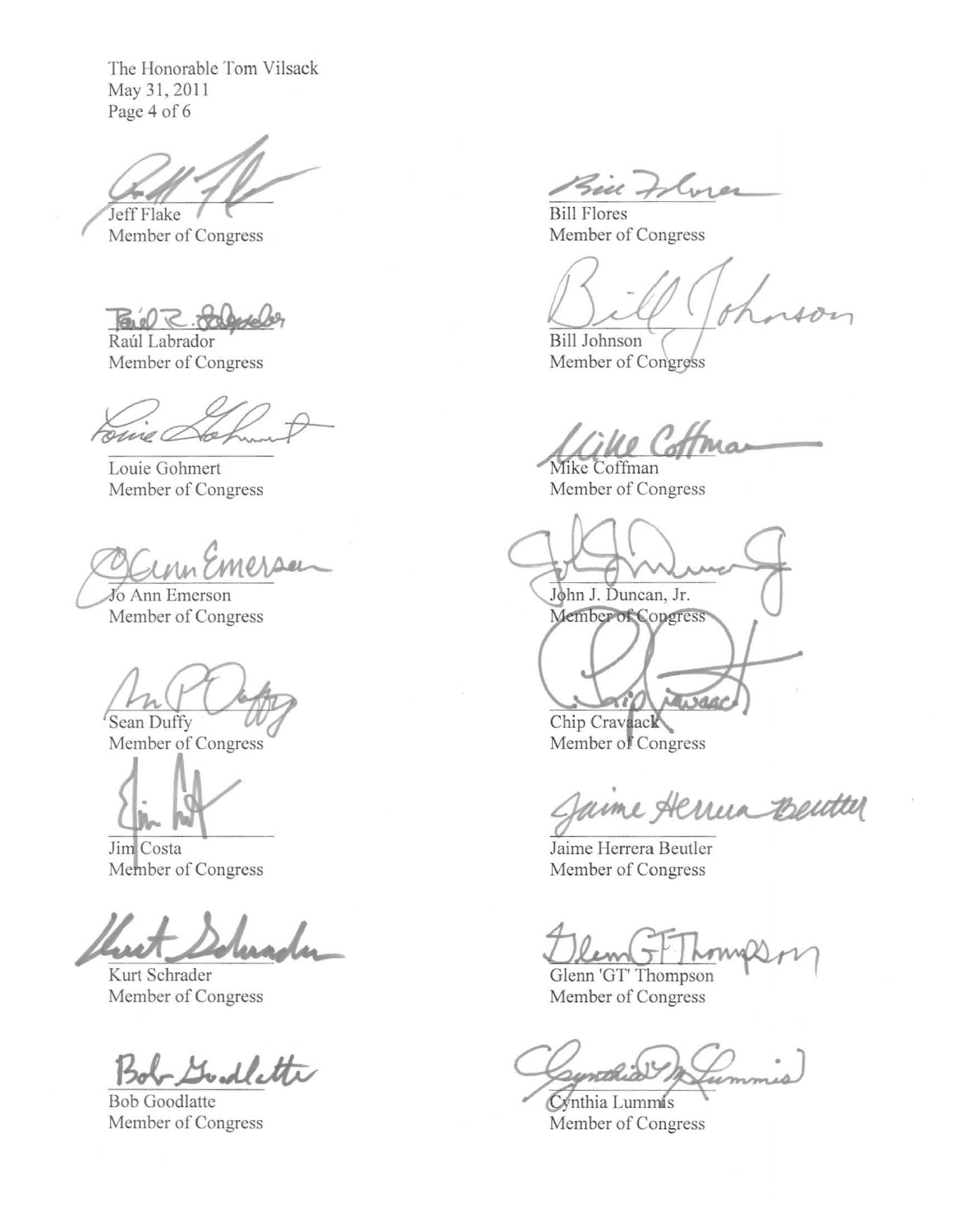Jeff Flake
Member of Congress

Bill Flores
Member of Congress

Raúl Labrador
Member of Congress

Bill Johnson
Member of Congress

Louie Gohmert
Member of Congress

Mike Coffman
Member of Congress

Jo Ann Emerson
Member of Congress

John J. Duncan, Jr.
Member of Congress

Sean Duffy
Member of Congress

Chip Cravaack
Member of Congress

Jim Costa
Member of Congress

Jaime Herrera Beutler
Member of Congress

Kurt Schrader
Member of Congress

Glenn 'GT' Thompson
Member of Congress

Bob Goodlatte
Member of Congress

Cynthia Lummis
Member of Congress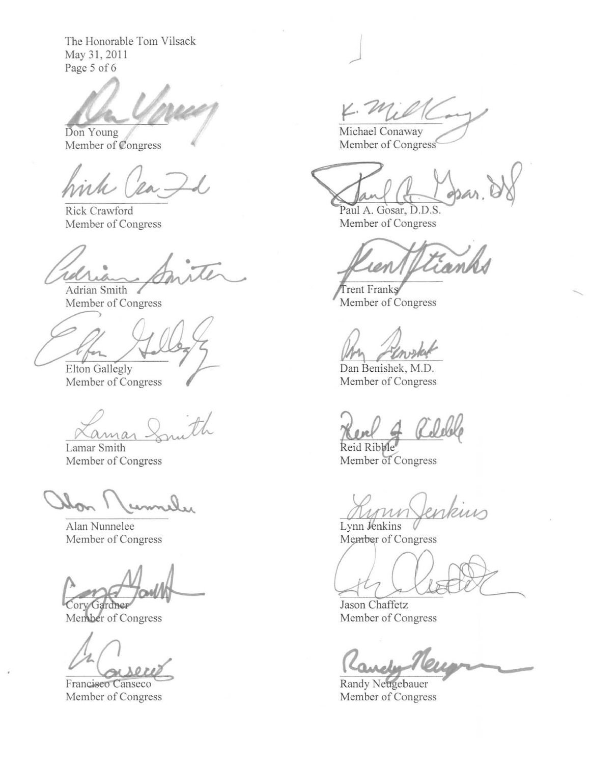The Honorable Tom Vilsack
May 31, 2011

Don Young
Member of Congress

Michael Conaway
Member of Congress

Rick Crawford
Member of Congress

Paul A. Gosar, D.D.S.
Member of Congress

Adrian Smith
Member of Congress

Trent Franks
Member of Congress

Elton Gallegly
Member of Congress

Dan Benishek, M.D.
Member of Congress

Lamar Smith
Member of Congress

Reid Ribble
Member of Congress

Alan Nunnelee
Member of Congress

Lynn Jenkins
Member of Congress

Cory Gardner
Member of Congress

Jason Chaffetz
Member of Congress

Francisco Canseco
Member of Congress

Randy Neugebauer
Member of Congress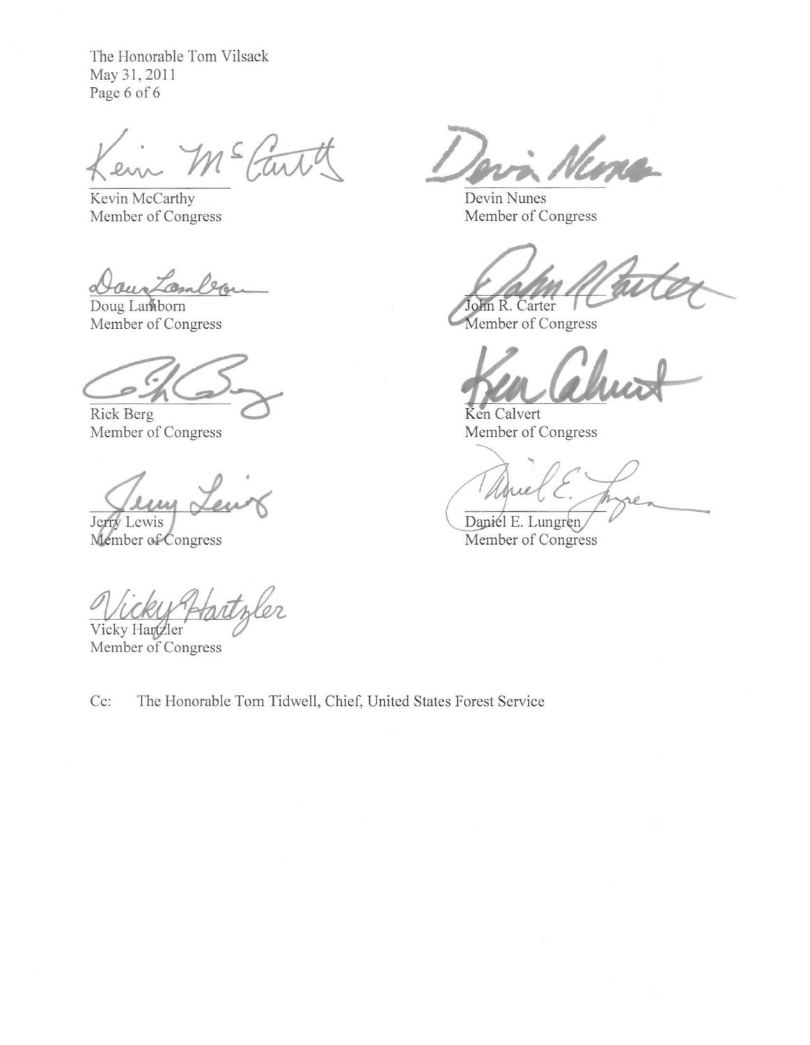Kevin McCarthy
Member of Congress

Doug Lamborn
Member of Congress

Rick Berg
Member of Congress

Jerry Lewis
Member of Congress

Vicky Hartzler
Member of Congress

Devin Nunes
Member of Congress

John R. Carter
Member of Congress

Ken Calvert
Member of Congress

Daniel E. Lungren
Member of Congress

Cc: The Honorable Tom Tidwell, Chief, United States Forest Service